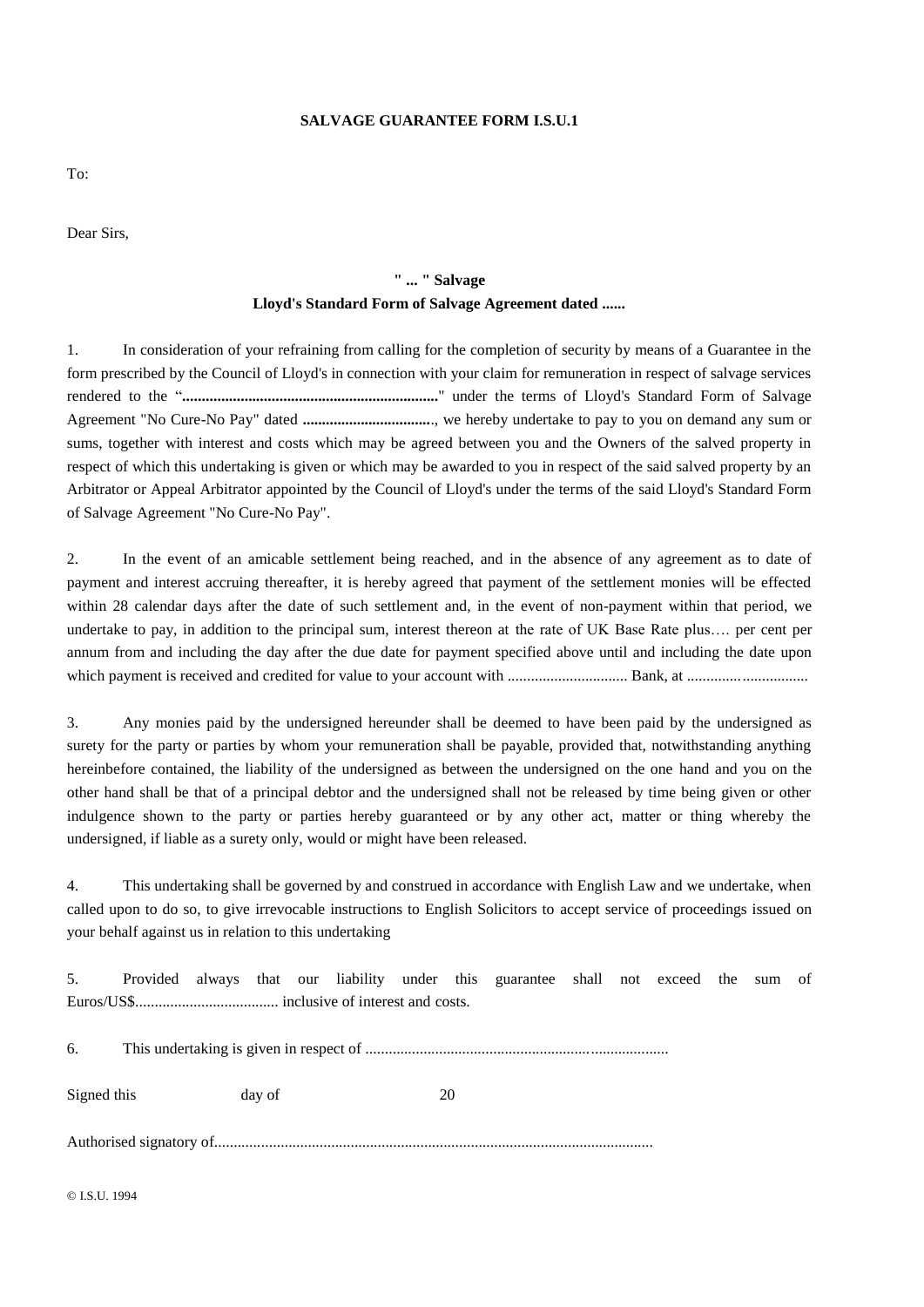**SALVAGE GUARANTEE FORM I.S.U.1**

To:

Dear Sirs,

**" ... " Salvage**
**Lloyd's Standard Form of Salvage Agreement dated ......**

1. In consideration of your refraining from calling for the completion of security by means of a Guarantee in the form prescribed by the Council of Lloyd's in connection with your claim for remuneration in respect of salvage services rendered to the "**..................................................................**" under the terms of Lloyd's Standard Form of Salvage Agreement "No Cure-No Pay" dated **..................................**., we hereby undertake to pay to you on demand any sum or sums, together with interest and costs which may be agreed between you and the Owners of the salved property in respect of which this undertaking is given or which may be awarded to you in respect of the said salved property by an Arbitrator or Appeal Arbitrator appointed by the Council of Lloyd's under the terms of the said Lloyd's Standard Form of Salvage Agreement "No Cure-No Pay".

2. In the event of an amicable settlement being reached, and in the absence of any agreement as to date of payment and interest accruing thereafter, it is hereby agreed that payment of the settlement monies will be effected within 28 calendar days after the date of such settlement and, in the event of non-payment within that period, we undertake to pay, in addition to the principal sum, interest thereon at the rate of UK Base Rate plus…. per cent per annum from and including the day after the due date for payment specified above until and including the date upon which payment is received and credited for value to your account with ............................... Bank, at ..............................

3. Any monies paid by the undersigned hereunder shall be deemed to have been paid by the undersigned as surety for the party or parties by whom your remuneration shall be payable, provided that, notwithstanding anything hereinbefore contained, the liability of the undersigned as between the undersigned on the one hand and you on the other hand shall be that of a principal debtor and the undersigned shall not be released by time being given or other indulgence shown to the party or parties hereby guaranteed or by any other act, matter or thing whereby the undersigned, if liable as a surety only, would or might have been released.

4. This undertaking shall be governed by and construed in accordance with English Law and we undertake, when called upon to do so, to give irrevocable instructions to English Solicitors to accept service of proceedings issued on your behalf against us in relation to this undertaking

5. Provided always that our liability under this guarantee shall not exceed the sum of Euros/US$..................................... inclusive of interest and costs.

6. This undertaking is given in respect of .............................................................................

Signed this day of 20

Authorised signatory of................................................................................................................

© I.S.U. 1994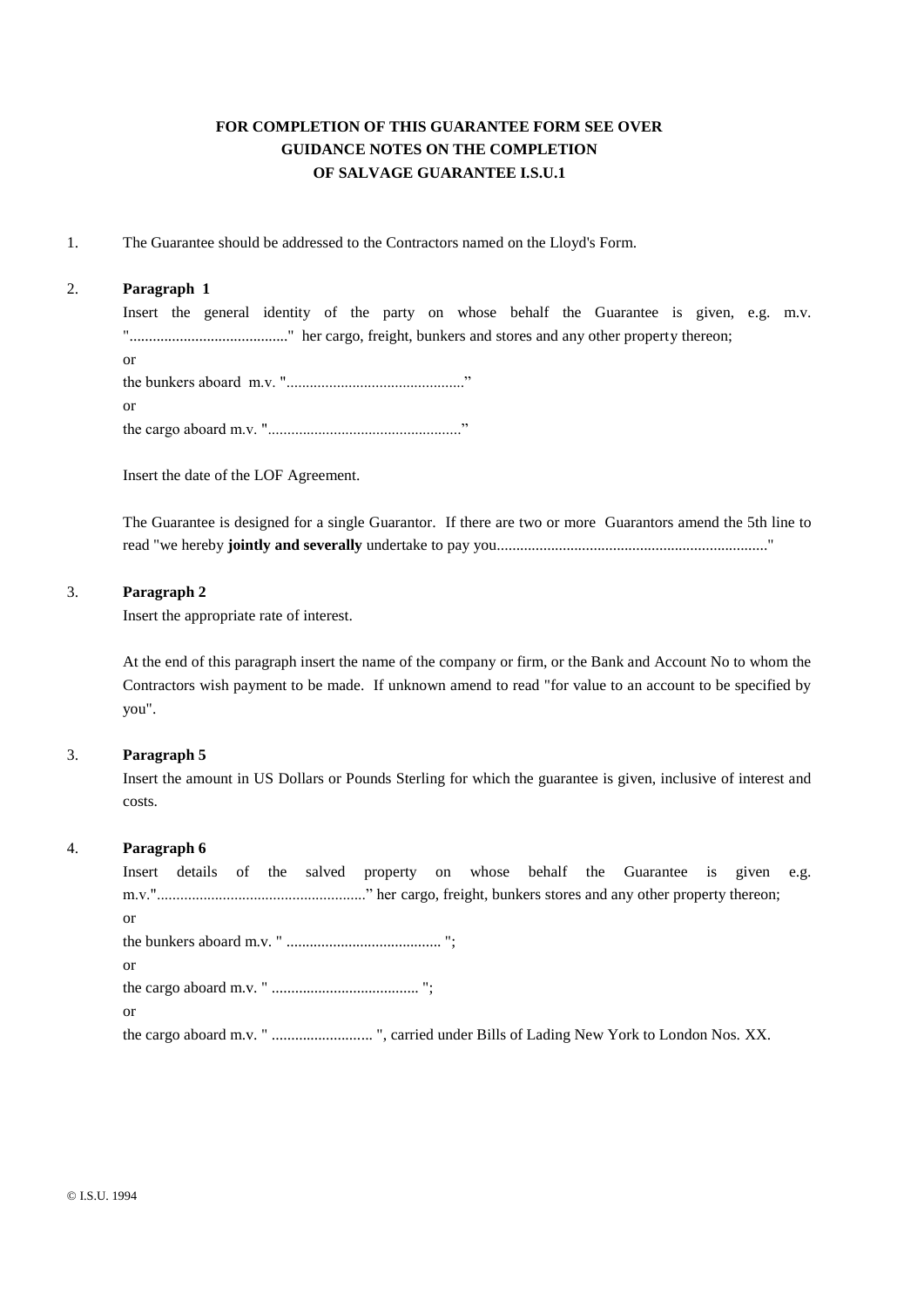**FOR COMPLETION OF THIS GUARANTEE FORM SEE OVER**
**GUIDANCE NOTES ON THE COMPLETION**
**OF SALVAGE GUARANTEE I.S.U.1**

1. The Guarantee should be addressed to the Contractors named on the Lloyd's Form.

2. **Paragraph 1**

   Insert the general identity of the party on whose behalf the Guarantee is given, e.g. m.v. "........................................." her cargo, freight, bunkers and stores and any other property thereon;

   or

   the bunkers aboard m.v. ".............................................."

   or

   the cargo aboard m.v. ".................................................."

   Insert the date of the LOF Agreement.

   The Guarantee is designed for a single Guarantor. If there are two or more Guarantors amend the 5th line to read "we hereby **jointly and severally** undertake to pay you....................................................................."

3. **Paragraph 2**

   Insert the appropriate rate of interest.

   At the end of this paragraph insert the name of the company or firm, or the Bank and Account No to whom the Contractors wish payment to be made. If unknown amend to read "for value to an account to be specified by you".

3. **Paragraph 5**

   Insert the amount in US Dollars or Pounds Sterling for which the guarantee is given, inclusive of interest and costs.

4. **Paragraph 6**

   Insert details of the salved property on whose behalf the Guarantee is given e.g. m.v."......................................................" her cargo, freight, bunkers stores and any other property thereon;

   or

   the bunkers aboard m.v. " ........................................ ";

   or

   the cargo aboard m.v. " ...................................... ";

   or

   the cargo aboard m.v. " .......................... ", carried under Bills of Lading New York to London Nos. XX.

© I.S.U. 1994